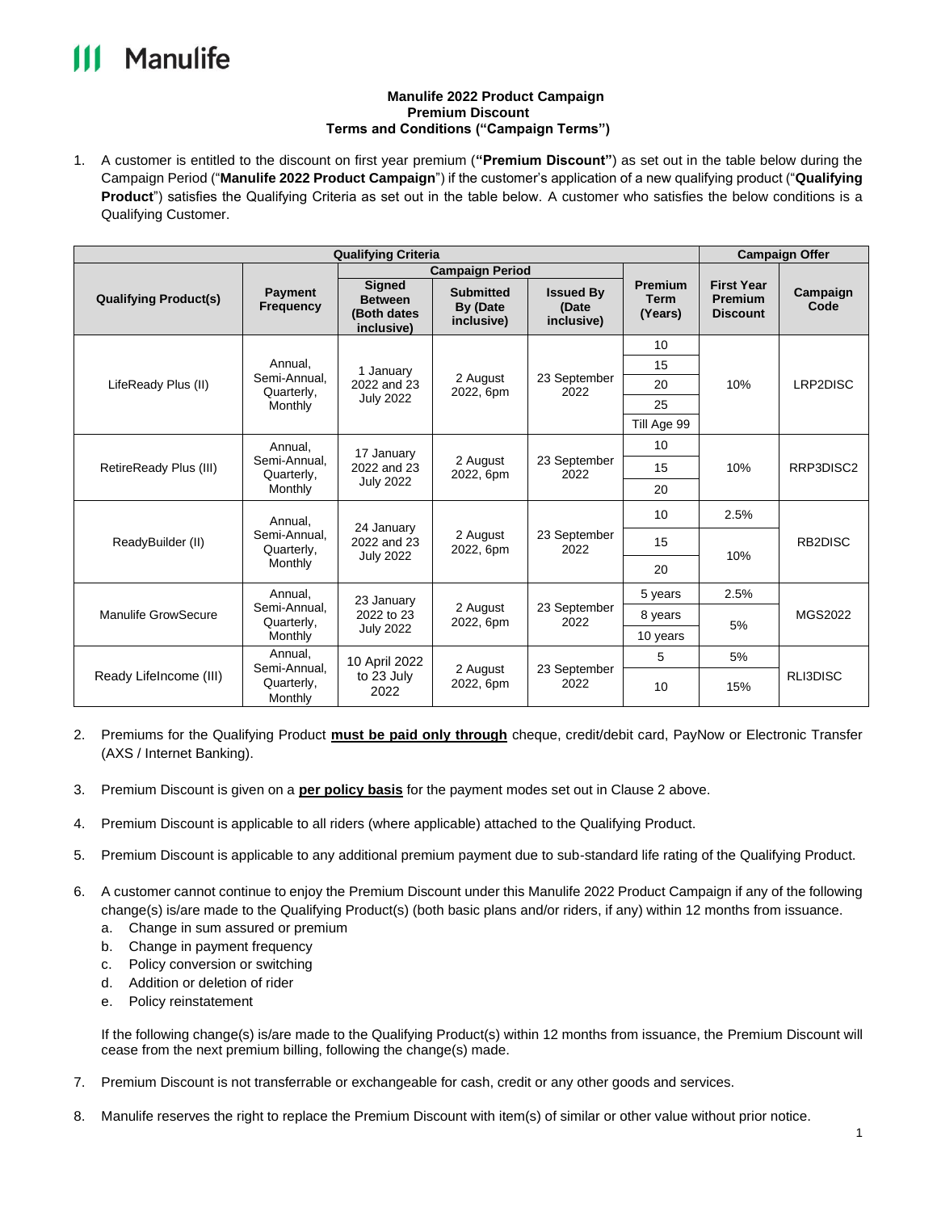Manulife

**Manulife 2022 Product Campaign**
**Premium Discount**
**Terms and Conditions ("Campaign Terms")**

1. A customer is entitled to the discount on first year premium (**"Premium Discount"**) as set out in the table below during the Campaign Period ("**Manulife 2022 Product Campaign**") if the customer's application of a new qualifying product ("**Qualifying Product**") satisfies the Qualifying Criteria as set out in the table below. A customer who satisfies the below conditions is a Qualifying Customer.

| Qualifying Criteria | | | | | | Campaign Offer | |
|---|---|---|---|---|---|---|---|
| | | Campaign Period | | | | | |
| **Qualifying Product(s)** | **Payment Frequency** | **Signed Between (Both dates inclusive)** | **Submitted By (Date inclusive)** | **Issued By (Date inclusive)** | **Premium Term (Years)** | **First Year Premium Discount** | **Campaign Code** |
| LifeReady Plus (II) | Annual, Semi-Annual, Quarterly, Monthly | 1 January 2022 and 23 July 2022 | 2 August 2022, 6pm | 23 September 2022 | 10 | 10% | LRP2DISC |
| | | | | | 15 | | |
| | | | | | 20 | | |
| | | | | | 25 | | |
| | | | | | Till Age 99 | | |
| RetireReady Plus (III) | Annual, Semi-Annual, Quarterly, Monthly | 17 January 2022 and 23 July 2022 | 2 August 2022, 6pm | 23 September 2022 | 10 | 10% | RRP3DISC2 |
| | | | | | 15 | | |
| | | | | | 20 | | |
| ReadyBuilder (II) | Annual, Semi-Annual, Quarterly, Monthly | 24 January 2022 and 23 July 2022 | 2 August 2022, 6pm | 23 September 2022 | 10 | 2.5% | RB2DISC |
| | | | | | 15 | 10% | |
| | | | | | 20 | | |
| Manulife GrowSecure | Annual, Semi-Annual, Quarterly, Monthly | 23 January 2022 to 23 July 2022 | 2 August 2022, 6pm | 23 September 2022 | 5 years | 2.5% | MGS2022 |
| | | | | | 8 years | 5% | |
| | | | | | 10 years | | |
| Ready LifeIncome (III) | Annual, Semi-Annual, Quarterly, Monthly | 10 April 2022 to 23 July 2022 | 2 August 2022, 6pm | 23 September 2022 | 5 | 5% | RLI3DISC |
| | | | | | 10 | 15% | |

2. Premiums for the Qualifying Product **must be paid only through** cheque, credit/debit card, PayNow or Electronic Transfer (AXS / Internet Banking).

3. Premium Discount is given on a **per policy basis** for the payment modes set out in Clause 2 above.

4. Premium Discount is applicable to all riders (where applicable) attached to the Qualifying Product.

5. Premium Discount is applicable to any additional premium payment due to sub-standard life rating of the Qualifying Product.

6. A customer cannot continue to enjoy the Premium Discount under this Manulife 2022 Product Campaign if any of the following change(s) is/are made to the Qualifying Product(s) (both basic plans and/or riders, if any) within 12 months from issuance.
   a. Change in sum assured or premium
   b. Change in payment frequency
   c. Policy conversion or switching
   d. Addition or deletion of rider
   e. Policy reinstatement

   If the following change(s) is/are made to the Qualifying Product(s) within 12 months from issuance, the Premium Discount will cease from the next premium billing, following the change(s) made.

7. Premium Discount is not transferrable or exchangeable for cash, credit or any other goods and services.

8. Manulife reserves the right to replace the Premium Discount with item(s) of similar or other value without prior notice.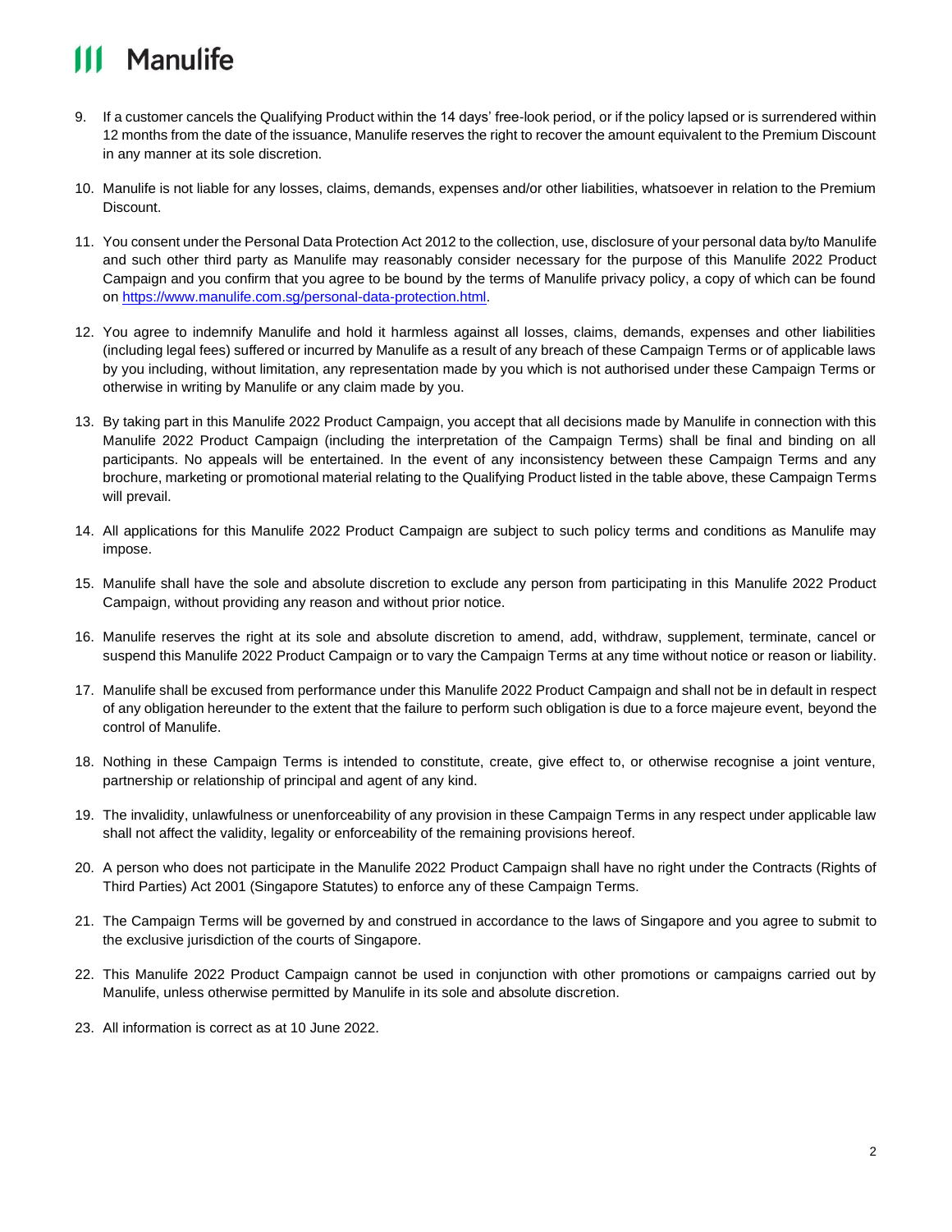9. If a customer cancels the Qualifying Product within the 14 days' free-look period, or if the policy lapsed or is surrendered within 12 months from the date of the issuance, Manulife reserves the right to recover the amount equivalent to the Premium Discount in any manner at its sole discretion.

10. Manulife is not liable for any losses, claims, demands, expenses and/or other liabilities, whatsoever in relation to the Premium Discount.

11. You consent under the Personal Data Protection Act 2012 to the collection, use, disclosure of your personal data by/to Manulife and such other third party as Manulife may reasonably consider necessary for the purpose of this Manulife 2022 Product Campaign and you confirm that you agree to be bound by the terms of Manulife privacy policy, a copy of which can be found on [https://www.manulife.com.sg/personal-data-protection.html](https://www.manulife.com.sg/personal-data-protection.html).

12. You agree to indemnify Manulife and hold it harmless against all losses, claims, demands, expenses and other liabilities (including legal fees) suffered or incurred by Manulife as a result of any breach of these Campaign Terms or of applicable laws by you including, without limitation, any representation made by you which is not authorised under these Campaign Terms or otherwise in writing by Manulife or any claim made by you.

13. By taking part in this Manulife 2022 Product Campaign, you accept that all decisions made by Manulife in connection with this Manulife 2022 Product Campaign (including the interpretation of the Campaign Terms) shall be final and binding on all participants. No appeals will be entertained. In the event of any inconsistency between these Campaign Terms and any brochure, marketing or promotional material relating to the Qualifying Product listed in the table above, these Campaign Terms will prevail.

14. All applications for this Manulife 2022 Product Campaign are subject to such policy terms and conditions as Manulife may impose.

15. Manulife shall have the sole and absolute discretion to exclude any person from participating in this Manulife 2022 Product Campaign, without providing any reason and without prior notice.

16. Manulife reserves the right at its sole and absolute discretion to amend, add, withdraw, supplement, terminate, cancel or suspend this Manulife 2022 Product Campaign or to vary the Campaign Terms at any time without notice or reason or liability.

17. Manulife shall be excused from performance under this Manulife 2022 Product Campaign and shall not be in default in respect of any obligation hereunder to the extent that the failure to perform such obligation is due to a force majeure event, beyond the control of Manulife.

18. Nothing in these Campaign Terms is intended to constitute, create, give effect to, or otherwise recognise a joint venture, partnership or relationship of principal and agent of any kind.

19. The invalidity, unlawfulness or unenforceability of any provision in these Campaign Terms in any respect under applicable law shall not affect the validity, legality or enforceability of the remaining provisions hereof.

20. A person who does not participate in the Manulife 2022 Product Campaign shall have no right under the Contracts (Rights of Third Parties) Act 2001 (Singapore Statutes) to enforce any of these Campaign Terms.

21. The Campaign Terms will be governed by and construed in accordance to the laws of Singapore and you agree to submit to the exclusive jurisdiction of the courts of Singapore.

22. This Manulife 2022 Product Campaign cannot be used in conjunction with other promotions or campaigns carried out by Manulife, unless otherwise permitted by Manulife in its sole and absolute discretion.

23. All information is correct as at 10 June 2022.